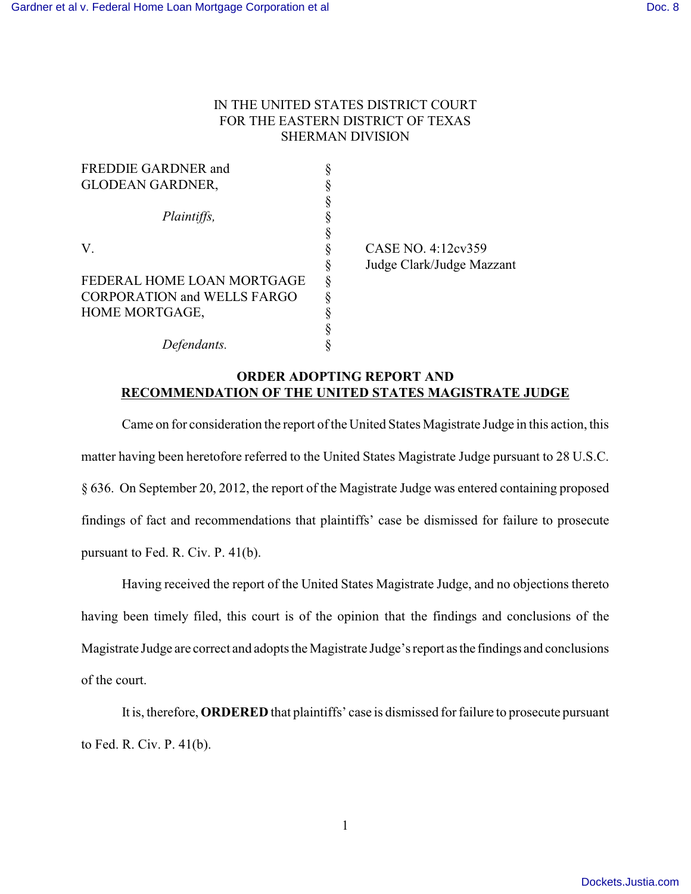IN THE UNITED STATES DISTRICT COURT
FOR THE EASTERN DISTRICT OF TEXAS
SHERMAN DIVISION

| | | |
|---|---|---|
| FREDDIE GARDNER and GLODEAN GARDNER, | § | |
| *Plaintiffs,* | § | |
| V. | § | CASE NO. 4:12cv359 |
| | § | Judge Clark/Judge Mazzant |
| FEDERAL HOME LOAN MORTGAGE CORPORATION and WELLS FARGO HOME MORTGAGE, | § | |
| *Defendants.* | § | |

## ORDER ADOPTING REPORT AND RECOMMENDATION OF THE UNITED STATES MAGISTRATE JUDGE

Came on for consideration the report of the United States Magistrate Judge in this action, this matter having been heretofore referred to the United States Magistrate Judge pursuant to 28 U.S.C. § 636. On September 20, 2012, the report of the Magistrate Judge was entered containing proposed findings of fact and recommendations that plaintiffs' case be dismissed for failure to prosecute pursuant to Fed. R. Civ. P. 41(b).

Having received the report of the United States Magistrate Judge, and no objections thereto having been timely filed, this court is of the opinion that the findings and conclusions of the Magistrate Judge are correct and adopts the Magistrate Judge's report as the findings and conclusions of the court.

It is, therefore, **ORDERED** that plaintiffs' case is dismissed for failure to prosecute pursuant to Fed. R. Civ. P. 41(b).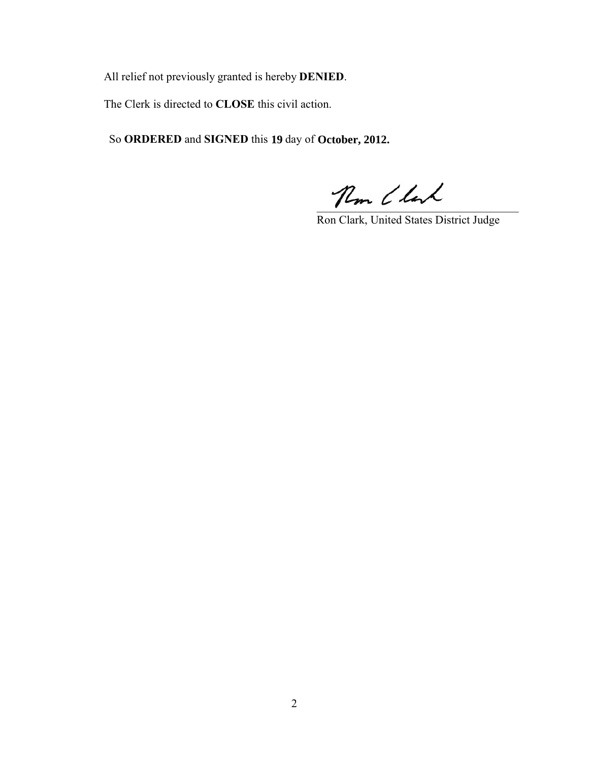All relief not previously granted is hereby **DENIED**.

The Clerk is directed to **CLOSE** this civil action.

So **ORDERED** and **SIGNED** this **19** day of **October, 2012.**

Ron Clark, United States District Judge